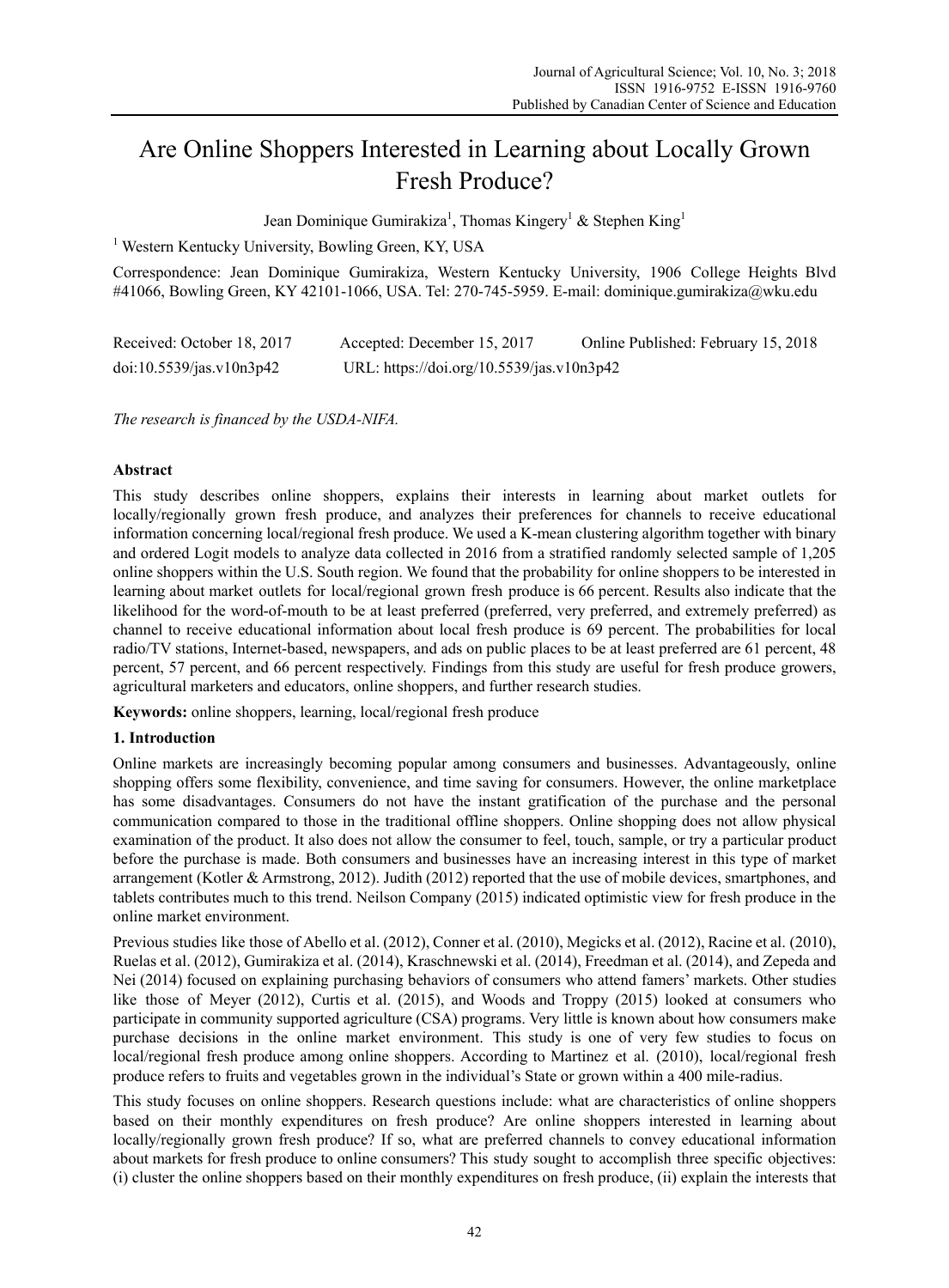# Are Online Shoppers Interested in Learning about Locally Grown Fresh Produce?

Jean Dominique Gumirakiza[1], Thomas Kingery[1] & Stephen King[1]

[1] Western Kentucky University, Bowling Green, KY, USA

Correspondence: Jean Dominique Gumirakiza, Western Kentucky University, 1906 College Heights Blvd #41066, Bowling Green, KY 42101-1066, USA. Tel: 270-745-5959. E-mail: dominique.gumirakiza@wku.edu

Received: October 18, 2017 Accepted: December 15, 2017 Online Published: February 15, 2018

doi:10.5539/jas.v10n3p42 URL: https://doi.org/10.5539/jas.v10n3p42

*The research is financed by the USDA-NIFA.*

**Abstract**

This study describes online shoppers, explains their interests in learning about market outlets for locally/regionally grown fresh produce, and analyzes their preferences for channels to receive educational information concerning local/regional fresh produce. We used a K-mean clustering algorithm together with binary and ordered Logit models to analyze data collected in 2016 from a stratified randomly selected sample of 1,205 online shoppers within the U.S. South region. We found that the probability for online shoppers to be interested in learning about market outlets for local/regional grown fresh produce is 66 percent. Results also indicate that the likelihood for the word-of-mouth to be at least preferred (preferred, very preferred, and extremely preferred) as channel to receive educational information about local fresh produce is 69 percent. The probabilities for local radio/TV stations, Internet-based, newspapers, and ads on public places to be at least preferred are 61 percent, 48 percent, 57 percent, and 66 percent respectively. Findings from this study are useful for fresh produce growers, agricultural marketers and educators, online shoppers, and further research studies.

**Keywords:** online shoppers, learning, local/regional fresh produce

## 1. Introduction

Online markets are increasingly becoming popular among consumers and businesses. Advantageously, online shopping offers some flexibility, convenience, and time saving for consumers. However, the online marketplace has some disadvantages. Consumers do not have the instant gratification of the purchase and the personal communication compared to those in the traditional offline shoppers. Online shopping does not allow physical examination of the product. It also does not allow the consumer to feel, touch, sample, or try a particular product before the purchase is made. Both consumers and businesses have an increasing interest in this type of market arrangement (Kotler & Armstrong, 2012). Judith (2012) reported that the use of mobile devices, smartphones, and tablets contributes much to this trend. Neilson Company (2015) indicated optimistic view for fresh produce in the online market environment.

Previous studies like those of Abello et al. (2012), Conner et al. (2010), Megicks et al. (2012), Racine et al. (2010), Ruelas et al. (2012), Gumirakiza et al. (2014), Kraschnewski et al. (2014), Freedman et al. (2014), and Zepeda and Nei (2014) focused on explaining purchasing behaviors of consumers who attend famers' markets. Other studies like those of Meyer (2012), Curtis et al. (2015), and Woods and Troppy (2015) looked at consumers who participate in community supported agriculture (CSA) programs. Very little is known about how consumers make purchase decisions in the online market environment. This study is one of very few studies to focus on local/regional fresh produce among online shoppers. According to Martinez et al. (2010), local/regional fresh produce refers to fruits and vegetables grown in the individual's State or grown within a 400 mile-radius.

This study focuses on online shoppers. Research questions include: what are characteristics of online shoppers based on their monthly expenditures on fresh produce? Are online shoppers interested in learning about locally/regionally grown fresh produce? If so, what are preferred channels to convey educational information about markets for fresh produce to online consumers? This study sought to accomplish three specific objectives: (i) cluster the online shoppers based on their monthly expenditures on fresh produce, (ii) explain the interests that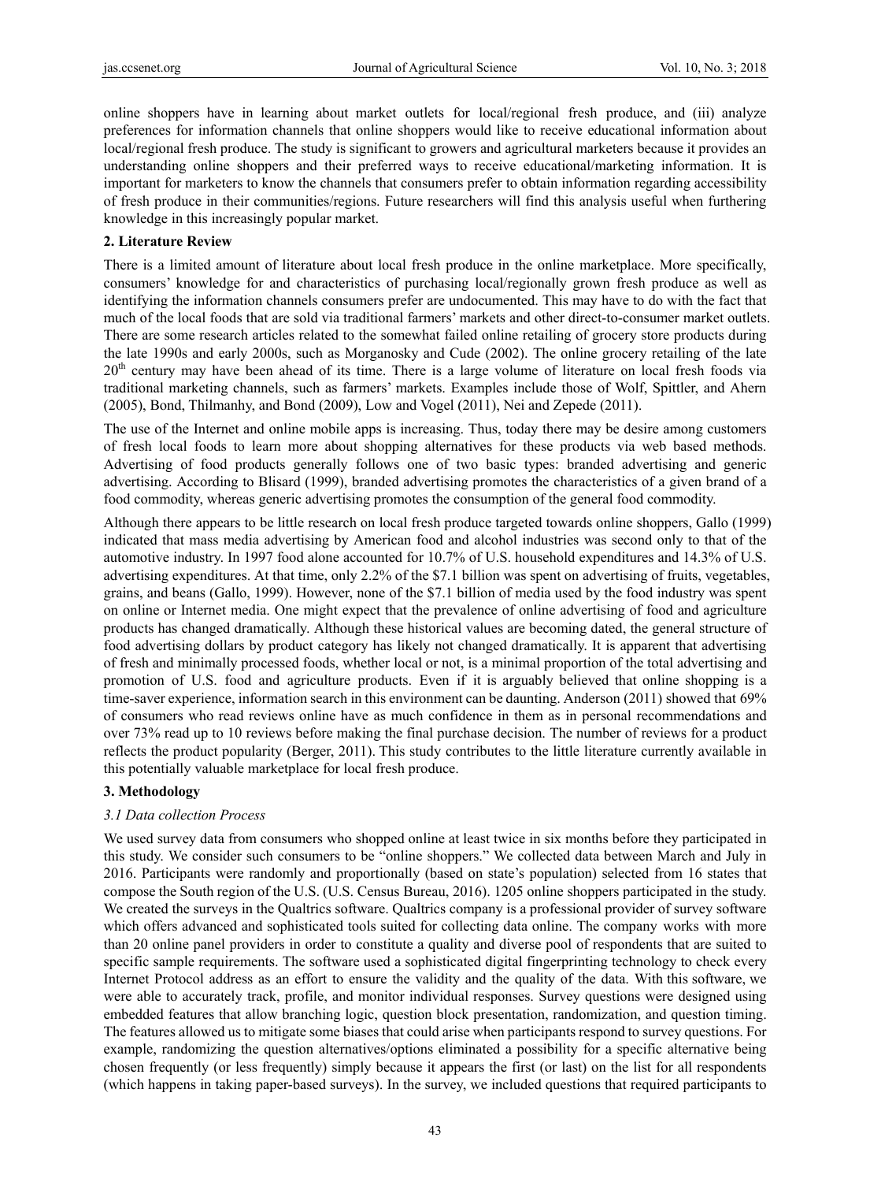online shoppers have in learning about market outlets for local/regional fresh produce, and (iii) analyze preferences for information channels that online shoppers would like to receive educational information about local/regional fresh produce. The study is significant to growers and agricultural marketers because it provides an understanding online shoppers and their preferred ways to receive educational/marketing information. It is important for marketers to know the channels that consumers prefer to obtain information regarding accessibility of fresh produce in their communities/regions. Future researchers will find this analysis useful when furthering knowledge in this increasingly popular market.

## 2. Literature Review

There is a limited amount of literature about local fresh produce in the online marketplace. More specifically, consumers' knowledge for and characteristics of purchasing local/regionally grown fresh produce as well as identifying the information channels consumers prefer are undocumented. This may have to do with the fact that much of the local foods that are sold via traditional farmers' markets and other direct-to-consumer market outlets. There are some research articles related to the somewhat failed online retailing of grocery store products during the late 1990s and early 2000s, such as Morganosky and Cude (2002). The online grocery retailing of the late 20th century may have been ahead of its time. There is a large volume of literature on local fresh foods via traditional marketing channels, such as farmers' markets. Examples include those of Wolf, Spittler, and Ahern (2005), Bond, Thilmanhy, and Bond (2009), Low and Vogel (2011), Nei and Zepede (2011).

The use of the Internet and online mobile apps is increasing. Thus, today there may be desire among customers of fresh local foods to learn more about shopping alternatives for these products via web based methods. Advertising of food products generally follows one of two basic types: branded advertising and generic advertising. According to Blisard (1999), branded advertising promotes the characteristics of a given brand of a food commodity, whereas generic advertising promotes the consumption of the general food commodity.

Although there appears to be little research on local fresh produce targeted towards online shoppers, Gallo (1999) indicated that mass media advertising by American food and alcohol industries was second only to that of the automotive industry. In 1997 food alone accounted for 10.7% of U.S. household expenditures and 14.3% of U.S. advertising expenditures. At that time, only 2.2% of the $7.1 billion was spent on advertising of fruits, vegetables, grains, and beans (Gallo, 1999). However, none of the $7.1 billion of media used by the food industry was spent on online or Internet media. One might expect that the prevalence of online advertising of food and agriculture products has changed dramatically. Although these historical values are becoming dated, the general structure of food advertising dollars by product category has likely not changed dramatically. It is apparent that advertising of fresh and minimally processed foods, whether local or not, is a minimal proportion of the total advertising and promotion of U.S. food and agriculture products. Even if it is arguably believed that online shopping is a time-saver experience, information search in this environment can be daunting. Anderson (2011) showed that 69% of consumers who read reviews online have as much confidence in them as in personal recommendations and over 73% read up to 10 reviews before making the final purchase decision. The number of reviews for a product reflects the product popularity (Berger, 2011). This study contributes to the little literature currently available in this potentially valuable marketplace for local fresh produce.

## 3. Methodology

### *3.1 Data collection Process*

We used survey data from consumers who shopped online at least twice in six months before they participated in this study. We consider such consumers to be "online shoppers." We collected data between March and July in 2016. Participants were randomly and proportionally (based on state's population) selected from 16 states that compose the South region of the U.S. (U.S. Census Bureau, 2016). 1205 online shoppers participated in the study. We created the surveys in the Qualtrics software. Qualtrics company is a professional provider of survey software which offers advanced and sophisticated tools suited for collecting data online. The company works with more than 20 online panel providers in order to constitute a quality and diverse pool of respondents that are suited to specific sample requirements. The software used a sophisticated digital fingerprinting technology to check every Internet Protocol address as an effort to ensure the validity and the quality of the data. With this software, we were able to accurately track, profile, and monitor individual responses. Survey questions were designed using embedded features that allow branching logic, question block presentation, randomization, and question timing. The features allowed us to mitigate some biases that could arise when participants respond to survey questions. For example, randomizing the question alternatives/options eliminated a possibility for a specific alternative being chosen frequently (or less frequently) simply because it appears the first (or last) on the list for all respondents (which happens in taking paper-based surveys). In the survey, we included questions that required participants to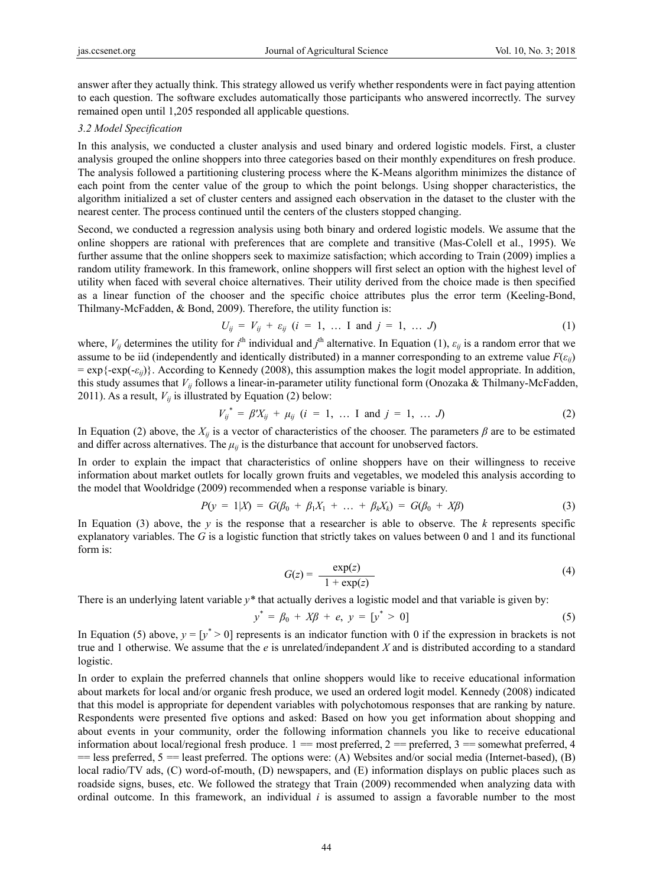answer after they actually think. This strategy allowed us verify whether respondents were in fact paying attention to each question. The software excludes automatically those participants who answered incorrectly. The survey remained open until 1,205 responded all applicable questions.

### *3.2 Model Specification*

In this analysis, we conducted a cluster analysis and used binary and ordered logistic models. First, a cluster analysis grouped the online shoppers into three categories based on their monthly expenditures on fresh produce. The analysis followed a partitioning clustering process where the K-Means algorithm minimizes the distance of each point from the center value of the group to which the point belongs. Using shopper characteristics, the algorithm initialized a set of cluster centers and assigned each observation in the dataset to the cluster with the nearest center. The process continued until the centers of the clusters stopped changing.

Second, we conducted a regression analysis using both binary and ordered logistic models. We assume that the online shoppers are rational with preferences that are complete and transitive (Mas-Colell et al., 1995). We further assume that the online shoppers seek to maximize satisfaction; which according to Train (2009) implies a random utility framework. In this framework, online shoppers will first select an option with the highest level of utility when faced with several choice alternatives. Their utility derived from the choice made is then specified as a linear function of the chooser and the specific choice attributes plus the error term (Keeling-Bond, Thilmany-McFadden, & Bond, 2009). Therefore, the utility function is:

$$U_{ij} = V_{ij} + \varepsilon_{ij} \ (i = 1, \dots \text{I and } j = 1, \dots J) \tag{1}$$

where, $V_{ij}$ determines the utility for $i^{th}$ individual and $j^{th}$ alternative. In Equation (1), $\varepsilon_{ij}$ is a random error that we assume to be iid (independently and identically distributed) in a manner corresponding to an extreme value $F(\varepsilon_{ij}) = \exp\{-\exp(-\varepsilon_{ij})\}$. According to Kennedy (2008), this assumption makes the logit model appropriate. In addition, this study assumes that $V_{ij}$ follows a linear-in-parameter utility functional form (Onozaka & Thilmany-McFadden, 2011). As a result, $V_{ij}$ is illustrated by Equation (2) below:

$$V_{ij}^{*} = \beta' X_{ij} + \mu_{ij} \ (i = 1, \dots \text{I and } j = 1, \dots J) \tag{2}$$

In Equation (2) above, the $X_{ij}$ is a vector of characteristics of the chooser. The parameters $\beta$ are to be estimated and differ across alternatives. The $\mu_{ij}$ is the disturbance that account for unobserved factors.

In order to explain the impact that characteristics of online shoppers have on their willingness to receive information about market outlets for locally grown fruits and vegetables, we modeled this analysis according to the model that Wooldridge (2009) recommended when a response variable is binary.

$$P(y = 1|X) = G(\beta_0 + \beta_1 X_1 + \dots + \beta_k X_k) = G(\beta_0 + X\beta) \tag{3}$$

In Equation (3) above, the $y$ is the response that a researcher is able to observe. The $k$ represents specific explanatory variables. The $G$ is a logistic function that strictly takes on values between 0 and 1 and its functional form is:

$$G(z) = \frac{\exp(z)}{1 + \exp(z)} \tag{4}$$

There is an underlying latent variable $y^*$ that actually derives a logistic model and that variable is given by:

$$y^{*} = \beta_0 + X\beta + e, \ y = [y^{*} > 0] \tag{5}$$

In Equation (5) above, $y = [y^* > 0]$ represents is an indicator function with 0 if the expression in brackets is not true and 1 otherwise. We assume that the $e$ is unrelated/independant $X$ and is distributed according to a standard logistic.

In order to explain the preferred channels that online shoppers would like to receive educational information about markets for local and/or organic fresh produce, we used an ordered logit model. Kennedy (2008) indicated that this model is appropriate for dependent variables with polychotomous responses that are ranking by nature. Respondents were presented five options and asked: Based on how you get information about shopping and about events in your community, order the following information channels you like to receive educational information about local/regional fresh produce. 1 == most preferred, 2 == preferred, 3 == somewhat preferred, 4 == less preferred, 5 == least preferred. The options were: (A) Websites and/or social media (Internet-based), (B) local radio/TV ads, (C) word-of-mouth, (D) newspapers, and (E) information displays on public places such as roadside signs, buses, etc. We followed the strategy that Train (2009) recommended when analyzing data with ordinal outcome. In this framework, an individual $i$ is assumed to assign a favorable number to the most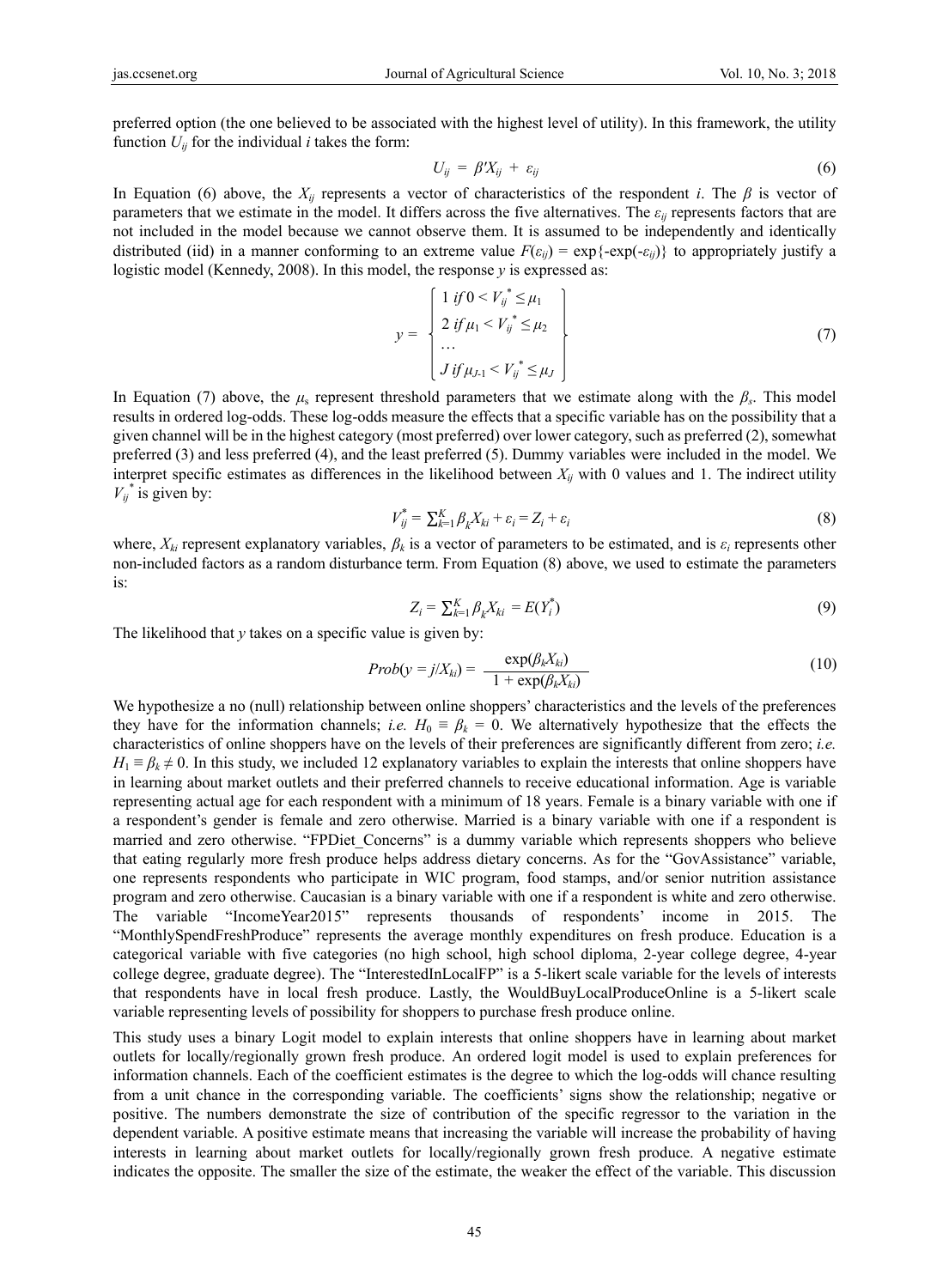preferred option (the one believed to be associated with the highest level of utility). In this framework, the utility function $U_{ij}$ for the individual $i$ takes the form:

$$U_{ij} = \beta' X_{ij} + \varepsilon_{ij} \tag{6}$$

In Equation (6) above, the $X_{ij}$ represents a vector of characteristics of the respondent $i$. The $\beta$ is vector of parameters that we estimate in the model. It differs across the five alternatives. The $\varepsilon_{ij}$ represents factors that are not included in the model because we cannot observe them. It is assumed to be independently and identically distributed (iid) in a manner conforming to an extreme value $F(\varepsilon_{ij}) = \exp\{-\exp(-\varepsilon_{ij})\}$ to appropriately justify a logistic model (Kennedy, 2008). In this model, the response $y$ is expressed as:

$$y = \left\{ \begin{array}{l} 1 \; if \; 0 < V_{ij}^* \leq \mu_1 \\ 2 \; if \; \mu_1 < V_{ij}^* \leq \mu_2 \\ \ldots \\ J \; if \; \mu_{J-1} < V_{ij}^* \leq \mu_J \end{array} \right\} \tag{7}$$

In Equation (7) above, the $\mu_s$ represent threshold parameters that we estimate along with the $\beta_s$. This model results in ordered log-odds. These log-odds measure the effects that a specific variable has on the possibility that a given channel will be in the highest category (most preferred) over lower category, such as preferred (2), somewhat preferred (3) and less preferred (4), and the least preferred (5). Dummy variables were included in the model. We interpret specific estimates as differences in the likelihood between $X_{ij}$ with 0 values and 1. The indirect utility $V_{ij}^*$ is given by:

$$V_{ij}^* = \sum_{k=1}^{K} \beta_k X_{ki} + \varepsilon_i = Z_i + \varepsilon_i \tag{8}$$

where, $X_{ki}$ represent explanatory variables, $\beta_k$ is a vector of parameters to be estimated, and is $\varepsilon_i$ represents other non-included factors as a random disturbance term. From Equation (8) above, we used to estimate the parameters is:

$$Z_i = \sum_{k=1}^{K} \beta_k X_{ki} = E(Y_i^*) \tag{9}$$

The likelihood that $y$ takes on a specific value is given by:

$$Prob(y = j/X_{ki}) = \frac{\exp(\beta_k X_{ki})}{1 + \exp(\beta_k X_{ki})} \tag{10}$$

We hypothesize a no (null) relationship between online shoppers' characteristics and the levels of the preferences they have for the information channels; *i.e.* $H_0 \equiv \beta_k = 0$. We alternatively hypothesize that the effects the characteristics of online shoppers have on the levels of their preferences are significantly different from zero; *i.e.* $H_1 \equiv \beta_k \neq 0$. In this study, we included 12 explanatory variables to explain the interests that online shoppers have in learning about market outlets and their preferred channels to receive educational information. Age is variable representing actual age for each respondent with a minimum of 18 years. Female is a binary variable with one if a respondent's gender is female and zero otherwise. Married is a binary variable with one if a respondent is married and zero otherwise. "FPDiet_Concerns" is a dummy variable which represents shoppers who believe that eating regularly more fresh produce helps address dietary concerns. As for the "GovAssistance" variable, one represents respondents who participate in WIC program, food stamps, and/or senior nutrition assistance program and zero otherwise. Caucasian is a binary variable with one if a respondent is white and zero otherwise. The variable "IncomeYear2015" represents thousands of respondents' income in 2015. The "MonthlySpendFreshProduce" represents the average monthly expenditures on fresh produce. Education is a categorical variable with five categories (no high school, high school diploma, 2-year college degree, 4-year college degree, graduate degree). The "InterestedInLocalFP" is a 5-likert scale variable for the levels of interests that respondents have in local fresh produce. Lastly, the WouldBuyLocalProduceOnline is a 5-likert scale variable representing levels of possibility for shoppers to purchase fresh produce online.

This study uses a binary Logit model to explain interests that online shoppers have in learning about market outlets for locally/regionally grown fresh produce. An ordered logit model is used to explain preferences for information channels. Each of the coefficient estimates is the degree to which the log-odds will chance resulting from a unit chance in the corresponding variable. The coefficients' signs show the relationship; negative or positive. The numbers demonstrate the size of contribution of the specific regressor to the variation in the dependent variable. A positive estimate means that increasing the variable will increase the probability of having interests in learning about market outlets for locally/regionally grown fresh produce. A negative estimate indicates the opposite. The smaller the size of the estimate, the weaker the effect of the variable. This discussion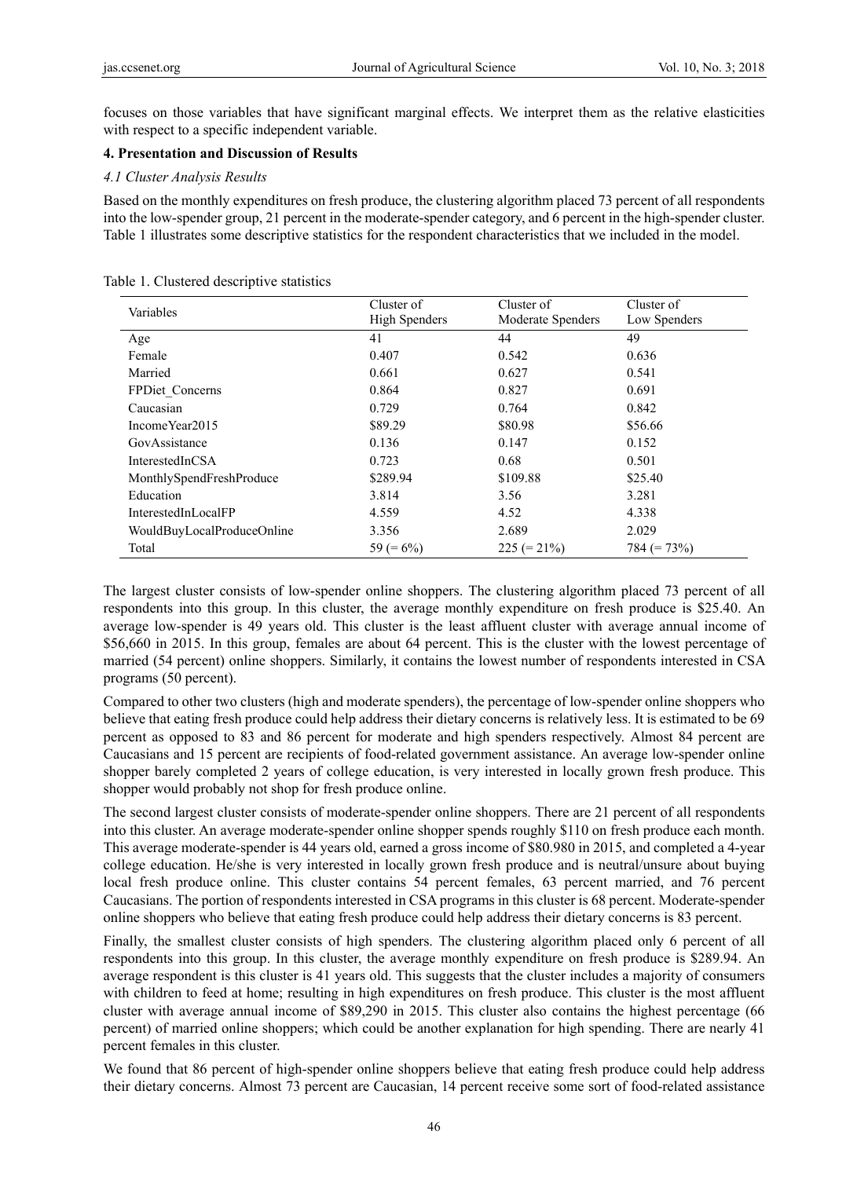focuses on those variables that have significant marginal effects. We interpret them as the relative elasticities with respect to a specific independent variable.

## 4. Presentation and Discussion of Results

### *4.1 Cluster Analysis Results*

Based on the monthly expenditures on fresh produce, the clustering algorithm placed 73 percent of all respondents into the low-spender group, 21 percent in the moderate-spender category, and 6 percent in the high-spender cluster. Table 1 illustrates some descriptive statistics for the respondent characteristics that we included in the model.

Table 1. Clustered descriptive statistics

| Variables | Cluster of High Spenders | Cluster of Moderate Spenders | Cluster of Low Spenders |
|---|---|---|---|
| Age | 41 | 44 | 49 |
| Female | 0.407 | 0.542 | 0.636 |
| Married | 0.661 | 0.627 | 0.541 |
| FPDiet_Concerns | 0.864 | 0.827 | 0.691 |
| Caucasian | 0.729 | 0.764 | 0.842 |
| IncomeYear2015 | $89.29 | $80.98 | $56.66 |
| GovAssistance | 0.136 | 0.147 | 0.152 |
| InterestedInCSA | 0.723 | 0.68 | 0.501 |
| MonthlySpendFreshProduce | $289.94 | $109.88 | $25.40 |
| Education | 3.814 | 3.56 | 3.281 |
| InterestedInLocalFP | 4.559 | 4.52 | 4.338 |
| WouldBuyLocalProduceOnline | 3.356 | 2.689 | 2.029 |
| Total | 59 (= 6%) | 225 (= 21%) | 784 (= 73%) |

The largest cluster consists of low-spender online shoppers. The clustering algorithm placed 73 percent of all respondents into this group. In this cluster, the average monthly expenditure on fresh produce is $25.40. An average low-spender is 49 years old. This cluster is the least affluent cluster with average annual income of $56,660 in 2015. In this group, females are about 64 percent. This is the cluster with the lowest percentage of married (54 percent) online shoppers. Similarly, it contains the lowest number of respondents interested in CSA programs (50 percent).

Compared to other two clusters (high and moderate spenders), the percentage of low-spender online shoppers who believe that eating fresh produce could help address their dietary concerns is relatively less. It is estimated to be 69 percent as opposed to 83 and 86 percent for moderate and high spenders respectively. Almost 84 percent are Caucasians and 15 percent are recipients of food-related government assistance. An average low-spender online shopper barely completed 2 years of college education, is very interested in locally grown fresh produce. This shopper would probably not shop for fresh produce online.

The second largest cluster consists of moderate-spender online shoppers. There are 21 percent of all respondents into this cluster. An average moderate-spender online shopper spends roughly $110 on fresh produce each month. This average moderate-spender is 44 years old, earned a gross income of $80.980 in 2015, and completed a 4-year college education. He/she is very interested in locally grown fresh produce and is neutral/unsure about buying local fresh produce online. This cluster contains 54 percent females, 63 percent married, and 76 percent Caucasians. The portion of respondents interested in CSA programs in this cluster is 68 percent. Moderate-spender online shoppers who believe that eating fresh produce could help address their dietary concerns is 83 percent.

Finally, the smallest cluster consists of high spenders. The clustering algorithm placed only 6 percent of all respondents into this group. In this cluster, the average monthly expenditure on fresh produce is $289.94. An average respondent is this cluster is 41 years old. This suggests that the cluster includes a majority of consumers with children to feed at home; resulting in high expenditures on fresh produce. This cluster is the most affluent cluster with average annual income of $89,290 in 2015. This cluster also contains the highest percentage (66 percent) of married online shoppers; which could be another explanation for high spending. There are nearly 41 percent females in this cluster.

We found that 86 percent of high-spender online shoppers believe that eating fresh produce could help address their dietary concerns. Almost 73 percent are Caucasian, 14 percent receive some sort of food-related assistance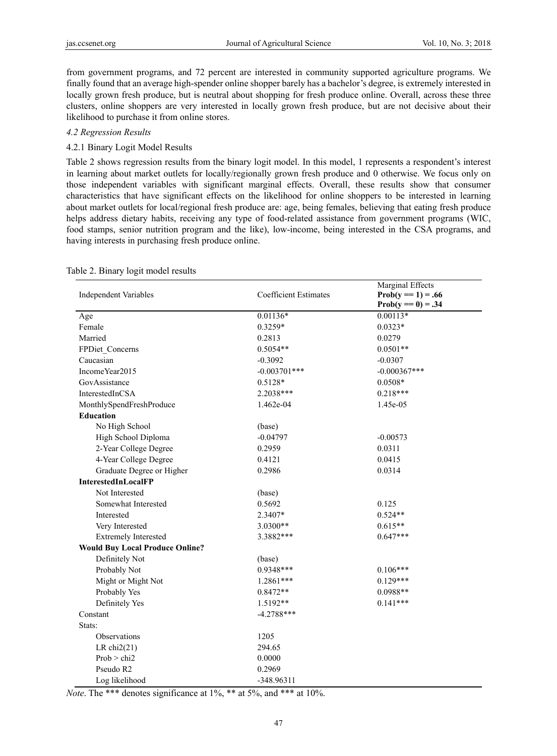from government programs, and 72 percent are interested in community supported agriculture programs. We finally found that an average high-spender online shopper barely has a bachelor's degree, is extremely interested in locally grown fresh produce, but is neutral about shopping for fresh produce online. Overall, across these three clusters, online shoppers are very interested in locally grown fresh produce, but are not decisive about their likelihood to purchase it from online stores.

*4.2 Regression Results*

4.2.1 Binary Logit Model Results

Table 2 shows regression results from the binary logit model. In this model, 1 represents a respondent's interest in learning about market outlets for locally/regionally grown fresh produce and 0 otherwise. We focus only on those independent variables with significant marginal effects. Overall, these results show that consumer characteristics that have significant effects on the likelihood for online shoppers to be interested in learning about market outlets for local/regional fresh produce are: age, being females, believing that eating fresh produce helps address dietary habits, receiving any type of food-related assistance from government programs (WIC, food stamps, senior nutrition program and the like), low-income, being interested in the CSA programs, and having interests in purchasing fresh produce online.

Table 2. Binary logit model results

| Independent Variables | Coefficient Estimates | Marginal Effects **Prob(y == 1) = .66** **Prob(y == 0) = .34** |
|---|---|---|
| Age | 0.01136* | 0.00113* |
| Female | 0.3259* | 0.0323* |
| Married | 0.2813 | 0.0279 |
| FPDiet_Concerns | 0.5054** | 0.0501** |
| Caucasian | -0.3092 | -0.0307 |
| IncomeYear2015 | -0.003701*** | -0.000367*** |
| GovAssistance | 0.5128* | 0.0508* |
| InterestedInCSA | 2.2038*** | 0.218*** |
| MonthlySpendFreshProduce | 1.462e-04 | 1.45e-05 |
| **Education** | | |
| No High School | (base) | |
| High School Diploma | -0.04797 | -0.00573 |
| 2-Year College Degree | 0.2959 | 0.0311 |
| 4-Year College Degree | 0.4121 | 0.0415 |
| Graduate Degree or Higher | 0.2986 | 0.0314 |
| **InterestedInLocalFP** | | |
| Not Interested | (base) | |
| Somewhat Interested | 0.5692 | 0.125 |
| Interested | 2.3407* | 0.524** |
| Very Interested | 3.0300** | 0.615** |
| Extremely Interested | 3.3882*** | 0.647*** |
| **Would Buy Local Produce Online?** | | |
| Definitely Not | (base) | |
| Probably Not | 0.9348*** | 0.106*** |
| Might or Might Not | 1.2861*** | 0.129*** |
| Probably Yes | 0.8472** | 0.0988** |
| Definitely Yes | 1.5192** | 0.141*** |
| Constant | -4.2788*** | |
| Stats: | | |
| Observations | 1205 | |
| LR chi2(21) | 294.65 | |
| Prob > chi2 | 0.0000 | |
| Pseudo R2 | 0.2969 | |
| Log likelihood | -348.96311 | |

*Note*. The *** denotes significance at 1%, ** at 5%, and *** at 10%.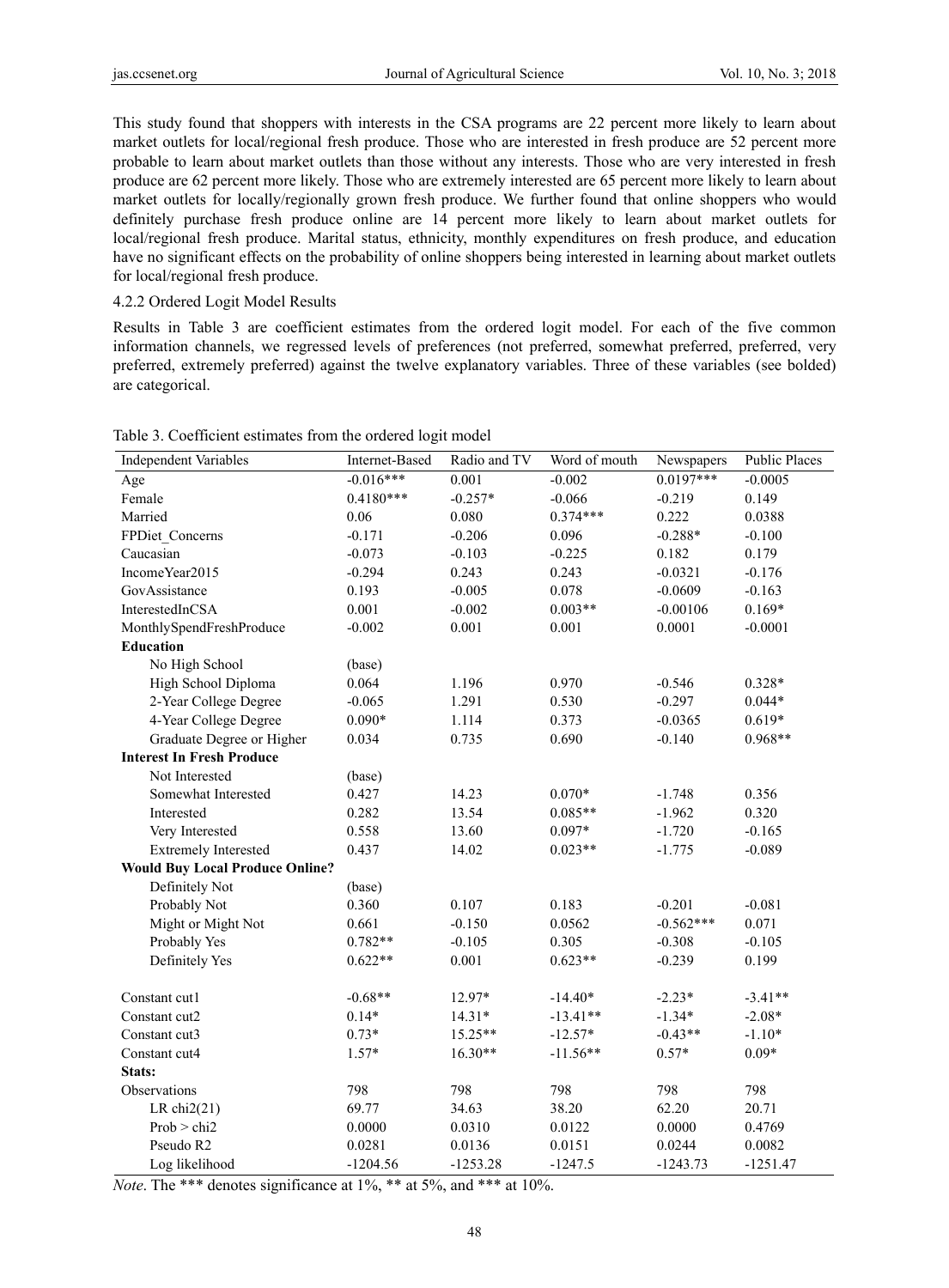This study found that shoppers with interests in the CSA programs are 22 percent more likely to learn about market outlets for local/regional fresh produce. Those who are interested in fresh produce are 52 percent more probable to learn about market outlets than those without any interests. Those who are very interested in fresh produce are 62 percent more likely. Those who are extremely interested are 65 percent more likely to learn about market outlets for locally/regionally grown fresh produce. We further found that online shoppers who would definitely purchase fresh produce online are 14 percent more likely to learn about market outlets for local/regional fresh produce. Marital status, ethnicity, monthly expenditures on fresh produce, and education have no significant effects on the probability of online shoppers being interested in learning about market outlets for local/regional fresh produce.

#### 4.2.2 Ordered Logit Model Results

Results in Table 3 are coefficient estimates from the ordered logit model. For each of the five common information channels, we regressed levels of preferences (not preferred, somewhat preferred, preferred, very preferred, extremely preferred) against the twelve explanatory variables. Three of these variables (see bolded) are categorical.

Table 3. Coefficient estimates from the ordered logit model

| Independent Variables | Internet-Based | Radio and TV | Word of mouth | Newspapers | Public Places |
|---|---|---|---|---|---|
| Age | -0.016*** | 0.001 | -0.002 | 0.0197*** | -0.0005 |
| Female | 0.4180*** | -0.257* | -0.066 | -0.219 | 0.149 |
| Married | 0.06 | 0.080 | 0.374*** | 0.222 | 0.0388 |
| FPDiet_Concerns | -0.171 | -0.206 | 0.096 | -0.288* | -0.100 |
| Caucasian | -0.073 | -0.103 | -0.225 | 0.182 | 0.179 |
| IncomeYear2015 | -0.294 | 0.243 | 0.243 | -0.0321 | -0.176 |
| GovAssistance | 0.193 | -0.005 | 0.078 | -0.0609 | -0.163 |
| InterestedInCSA | 0.001 | -0.002 | 0.003** | -0.00106 | 0.169* |
| MonthlySpendFreshProduce | -0.002 | 0.001 | 0.001 | 0.0001 | -0.0001 |
| **Education** | | | | | |
| No High School | (base) | | | | |
| High School Diploma | 0.064 | 1.196 | 0.970 | -0.546 | 0.328* |
| 2-Year College Degree | -0.065 | 1.291 | 0.530 | -0.297 | 0.044* |
| 4-Year College Degree | 0.090* | 1.114 | 0.373 | -0.0365 | 0.619* |
| Graduate Degree or Higher | 0.034 | 0.735 | 0.690 | -0.140 | 0.968** |
| **Interest In Fresh Produce** | | | | | |
| Not Interested | (base) | | | | |
| Somewhat Interested | 0.427 | 14.23 | 0.070* | -1.748 | 0.356 |
| Interested | 0.282 | 13.54 | 0.085** | -1.962 | 0.320 |
| Very Interested | 0.558 | 13.60 | 0.097* | -1.720 | -0.165 |
| Extremely Interested | 0.437 | 14.02 | 0.023** | -1.775 | -0.089 |
| **Would Buy Local Produce Online?** | | | | | |
| Definitely Not | (base) | | | | |
| Probably Not | 0.360 | 0.107 | 0.183 | -0.201 | -0.081 |
| Might or Might Not | 0.661 | -0.150 | 0.0562 | -0.562*** | 0.071 |
| Probably Yes | 0.782** | -0.105 | 0.305 | -0.308 | -0.105 |
| Definitely Yes | 0.622** | 0.001 | 0.623** | -0.239 | 0.199 |
| Constant cut1 | -0.68** | 12.97* | -14.40* | -2.23* | -3.41** |
| Constant cut2 | 0.14* | 14.31* | -13.41** | -1.34* | -2.08* |
| Constant cut3 | 0.73* | 15.25** | -12.57* | -0.43** | -1.10* |
| Constant cut4 | 1.57* | 16.30** | -11.56** | 0.57* | 0.09* |
| **Stats:** | | | | | |
| Observations | 798 | 798 | 798 | 798 | 798 |
| LR chi2(21) | 69.77 | 34.63 | 38.20 | 62.20 | 20.71 |
| Prob > chi2 | 0.0000 | 0.0310 | 0.0122 | 0.0000 | 0.4769 |
| Pseudo R2 | 0.0281 | 0.0136 | 0.0151 | 0.0244 | 0.0082 |
| Log likelihood | -1204.56 | -1253.28 | -1247.5 | -1243.73 | -1251.47 |

*Note*. The *** denotes significance at 1%, ** at 5%, and *** at 10%.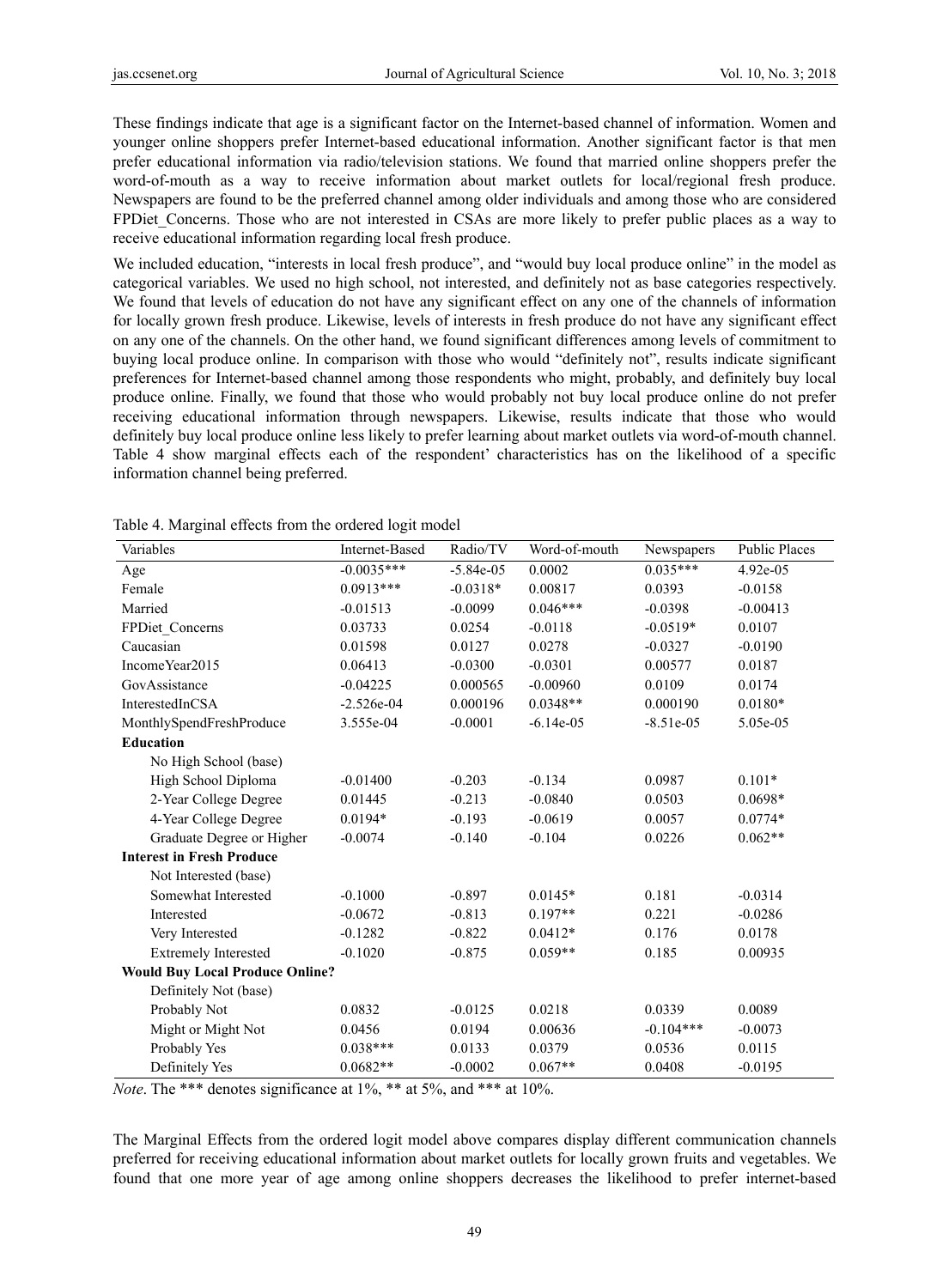These findings indicate that age is a significant factor on the Internet-based channel of information. Women and younger online shoppers prefer Internet-based educational information. Another significant factor is that men prefer educational information via radio/television stations. We found that married online shoppers prefer the word-of-mouth as a way to receive information about market outlets for local/regional fresh produce. Newspapers are found to be the preferred channel among older individuals and among those who are considered FPDiet_Concerns. Those who are not interested in CSAs are more likely to prefer public places as a way to receive educational information regarding local fresh produce.

We included education, "interests in local fresh produce", and "would buy local produce online" in the model as categorical variables. We used no high school, not interested, and definitely not as base categories respectively. We found that levels of education do not have any significant effect on any one of the channels of information for locally grown fresh produce. Likewise, levels of interests in fresh produce do not have any significant effect on any one of the channels. On the other hand, we found significant differences among levels of commitment to buying local produce online. In comparison with those who would "definitely not", results indicate significant preferences for Internet-based channel among those respondents who might, probably, and definitely buy local produce online. Finally, we found that those who would probably not buy local produce online do not prefer receiving educational information through newspapers. Likewise, results indicate that those who would definitely buy local produce online less likely to prefer learning about market outlets via word-of-mouth channel. Table 4 show marginal effects each of the respondent' characteristics has on the likelihood of a specific information channel being preferred.

Table 4. Marginal effects from the ordered logit model

| Variables | Internet-Based | Radio/TV | Word-of-mouth | Newspapers | Public Places |
|---|---|---|---|---|---|
| Age | -0.0035*** | -5.84e-05 | 0.0002 | 0.035*** | 4.92e-05 |
| Female | 0.0913*** | -0.0318* | 0.00817 | 0.0393 | -0.0158 |
| Married | -0.01513 | -0.0099 | 0.046*** | -0.0398 | -0.00413 |
| FPDiet_Concerns | 0.03733 | 0.0254 | -0.0118 | -0.0519* | 0.0107 |
| Caucasian | 0.01598 | 0.0127 | 0.0278 | -0.0327 | -0.0190 |
| IncomeYear2015 | 0.06413 | -0.0300 | -0.0301 | 0.00577 | 0.0187 |
| GovAssistance | -0.04225 | 0.000565 | -0.00960 | 0.0109 | 0.0174 |
| InterestedInCSA | -2.526e-04 | 0.000196 | 0.0348** | 0.000190 | 0.0180* |
| MonthlySpendFreshProduce | 3.555e-04 | -0.0001 | -6.14e-05 | -8.51e-05 | 5.05e-05 |
| **Education** | | | | | |
| No High School (base) | | | | | |
| High School Diploma | -0.01400 | -0.203 | -0.134 | 0.0987 | 0.101* |
| 2-Year College Degree | 0.01445 | -0.213 | -0.0840 | 0.0503 | 0.0698* |
| 4-Year College Degree | 0.0194* | -0.193 | -0.0619 | 0.0057 | 0.0774* |
| Graduate Degree or Higher | -0.0074 | -0.140 | -0.104 | 0.0226 | 0.062** |
| **Interest in Fresh Produce** | | | | | |
| Not Interested (base) | | | | | |
| Somewhat Interested | -0.1000 | -0.897 | 0.0145* | 0.181 | -0.0314 |
| Interested | -0.0672 | -0.813 | 0.197** | 0.221 | -0.0286 |
| Very Interested | -0.1282 | -0.822 | 0.0412* | 0.176 | 0.0178 |
| Extremely Interested | -0.1020 | -0.875 | 0.059** | 0.185 | 0.00935 |
| **Would Buy Local Produce Online?** | | | | | |
| Definitely Not (base) | | | | | |
| Probably Not | 0.0832 | -0.0125 | 0.0218 | 0.0339 | 0.0089 |
| Might or Might Not | 0.0456 | 0.0194 | 0.00636 | -0.104*** | -0.0073 |
| Probably Yes | 0.038*** | 0.0133 | 0.0379 | 0.0536 | 0.0115 |
| Definitely Yes | 0.0682** | -0.0002 | 0.067** | 0.0408 | -0.0195 |

*Note*. The *** denotes significance at 1%, ** at 5%, and *** at 10%.

The Marginal Effects from the ordered logit model above compares display different communication channels preferred for receiving educational information about market outlets for locally grown fruits and vegetables. We found that one more year of age among online shoppers decreases the likelihood to prefer internet-based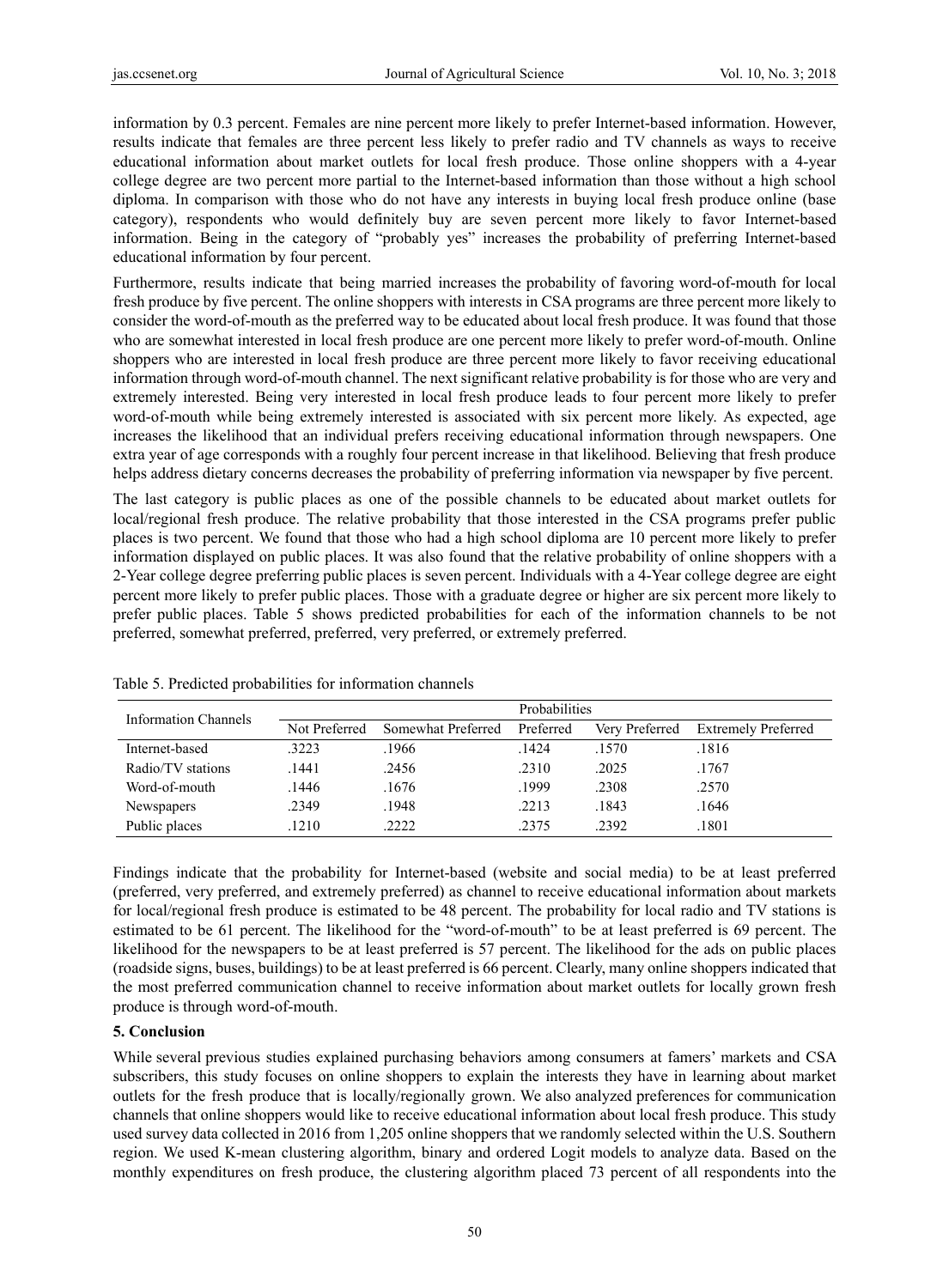information by 0.3 percent. Females are nine percent more likely to prefer Internet-based information. However, results indicate that females are three percent less likely to prefer radio and TV channels as ways to receive educational information about market outlets for local fresh produce. Those online shoppers with a 4-year college degree are two percent more partial to the Internet-based information than those without a high school diploma. In comparison with those who do not have any interests in buying local fresh produce online (base category), respondents who would definitely buy are seven percent more likely to favor Internet-based information. Being in the category of "probably yes" increases the probability of preferring Internet-based educational information by four percent.

Furthermore, results indicate that being married increases the probability of favoring word-of-mouth for local fresh produce by five percent. The online shoppers with interests in CSA programs are three percent more likely to consider the word-of-mouth as the preferred way to be educated about local fresh produce. It was found that those who are somewhat interested in local fresh produce are one percent more likely to prefer word-of-mouth. Online shoppers who are interested in local fresh produce are three percent more likely to favor receiving educational information through word-of-mouth channel. The next significant relative probability is for those who are very and extremely interested. Being very interested in local fresh produce leads to four percent more likely to prefer word-of-mouth while being extremely interested is associated with six percent more likely. As expected, age increases the likelihood that an individual prefers receiving educational information through newspapers. One extra year of age corresponds with a roughly four percent increase in that likelihood. Believing that fresh produce helps address dietary concerns decreases the probability of preferring information via newspaper by five percent.

The last category is public places as one of the possible channels to be educated about market outlets for local/regional fresh produce. The relative probability that those interested in the CSA programs prefer public places is two percent. We found that those who had a high school diploma are 10 percent more likely to prefer information displayed on public places. It was also found that the relative probability of online shoppers with a 2-Year college degree preferring public places is seven percent. Individuals with a 4-Year college degree are eight percent more likely to prefer public places. Those with a graduate degree or higher are six percent more likely to prefer public places. Table 5 shows predicted probabilities for each of the information channels to be not preferred, somewhat preferred, preferred, very preferred, or extremely preferred.

Table 5. Predicted probabilities for information channels

| Information Channels | Probabilities | | | | |
|---|---|---|---|---|---|
| | Not Preferred | Somewhat Preferred | Preferred | Very Preferred | Extremely Preferred |
| Internet-based | .3223 | .1966 | .1424 | .1570 | .1816 |
| Radio/TV stations | .1441 | .2456 | .2310 | .2025 | .1767 |
| Word-of-mouth | .1446 | .1676 | .1999 | .2308 | .2570 |
| Newspapers | .2349 | .1948 | .2213 | .1843 | .1646 |
| Public places | .1210 | .2222 | .2375 | .2392 | .1801 |

Findings indicate that the probability for Internet-based (website and social media) to be at least preferred (preferred, very preferred, and extremely preferred) as channel to receive educational information about markets for local/regional fresh produce is estimated to be 48 percent. The probability for local radio and TV stations is estimated to be 61 percent. The likelihood for the "word-of-mouth" to be at least preferred is 69 percent. The likelihood for the newspapers to be at least preferred is 57 percent. The likelihood for the ads on public places (roadside signs, buses, buildings) to be at least preferred is 66 percent. Clearly, many online shoppers indicated that the most preferred communication channel to receive information about market outlets for locally grown fresh produce is through word-of-mouth.

## 5. Conclusion

While several previous studies explained purchasing behaviors among consumers at famers' markets and CSA subscribers, this study focuses on online shoppers to explain the interests they have in learning about market outlets for the fresh produce that is locally/regionally grown. We also analyzed preferences for communication channels that online shoppers would like to receive educational information about local fresh produce. This study used survey data collected in 2016 from 1,205 online shoppers that we randomly selected within the U.S. Southern region. We used K-mean clustering algorithm, binary and ordered Logit models to analyze data. Based on the monthly expenditures on fresh produce, the clustering algorithm placed 73 percent of all respondents into the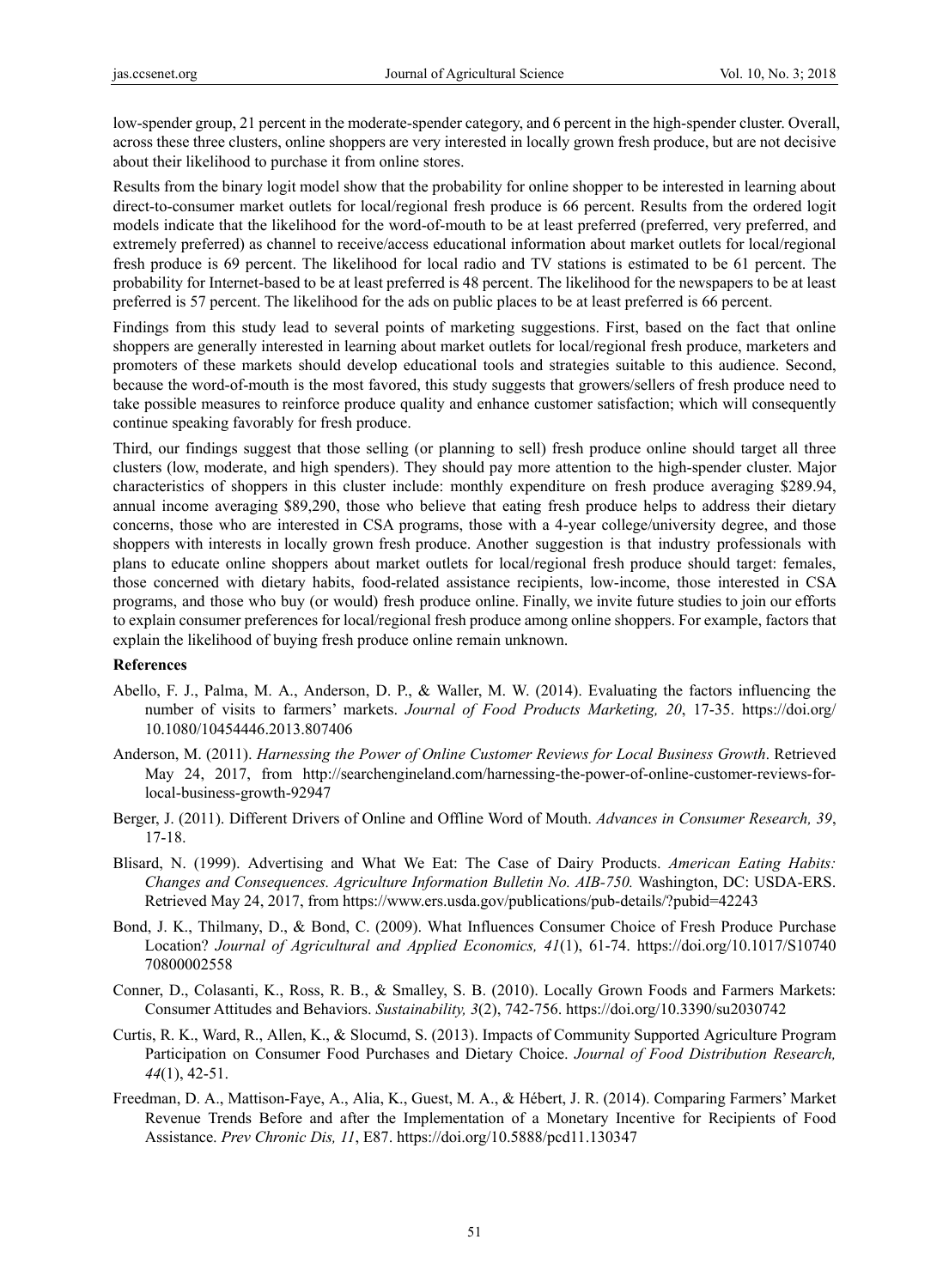low-spender group, 21 percent in the moderate-spender category, and 6 percent in the high-spender cluster. Overall, across these three clusters, online shoppers are very interested in locally grown fresh produce, but are not decisive about their likelihood to purchase it from online stores.

Results from the binary logit model show that the probability for online shopper to be interested in learning about direct-to-consumer market outlets for local/regional fresh produce is 66 percent. Results from the ordered logit models indicate that the likelihood for the word-of-mouth to be at least preferred (preferred, very preferred, and extremely preferred) as channel to receive/access educational information about market outlets for local/regional fresh produce is 69 percent. The likelihood for local radio and TV stations is estimated to be 61 percent. The probability for Internet-based to be at least preferred is 48 percent. The likelihood for the newspapers to be at least preferred is 57 percent. The likelihood for the ads on public places to be at least preferred is 66 percent.

Findings from this study lead to several points of marketing suggestions. First, based on the fact that online shoppers are generally interested in learning about market outlets for local/regional fresh produce, marketers and promoters of these markets should develop educational tools and strategies suitable to this audience. Second, because the word-of-mouth is the most favored, this study suggests that growers/sellers of fresh produce need to take possible measures to reinforce produce quality and enhance customer satisfaction; which will consequently continue speaking favorably for fresh produce.

Third, our findings suggest that those selling (or planning to sell) fresh produce online should target all three clusters (low, moderate, and high spenders). They should pay more attention to the high-spender cluster. Major characteristics of shoppers in this cluster include: monthly expenditure on fresh produce averaging $289.94, annual income averaging $89,290, those who believe that eating fresh produce helps to address their dietary concerns, those who are interested in CSA programs, those with a 4-year college/university degree, and those shoppers with interests in locally grown fresh produce. Another suggestion is that industry professionals with plans to educate online shoppers about market outlets for local/regional fresh produce should target: females, those concerned with dietary habits, food-related assistance recipients, low-income, those interested in CSA programs, and those who buy (or would) fresh produce online. Finally, we invite future studies to join our efforts to explain consumer preferences for local/regional fresh produce among online shoppers. For example, factors that explain the likelihood of buying fresh produce online remain unknown.

## References

Abello, F. J., Palma, M. A., Anderson, D. P., & Waller, M. W. (2014). Evaluating the factors influencing the number of visits to farmers' markets. *Journal of Food Products Marketing, 20*, 17-35. https://doi.org/10.1080/10454446.2013.807406

Anderson, M. (2011). *Harnessing the Power of Online Customer Reviews for Local Business Growth*. Retrieved May 24, 2017, from http://searchengineland.com/harnessing-the-power-of-online-customer-reviews-for-local-business-growth-92947

Berger, J. (2011). Different Drivers of Online and Offline Word of Mouth. *Advances in Consumer Research, 39*, 17-18.

Blisard, N. (1999). Advertising and What We Eat: The Case of Dairy Products. *American Eating Habits: Changes and Consequences. Agriculture Information Bulletin No. AIB-750.* Washington, DC: USDA-ERS. Retrieved May 24, 2017, from https://www.ers.usda.gov/publications/pub-details/?pubid=42243

Bond, J. K., Thilmany, D., & Bond, C. (2009). What Influences Consumer Choice of Fresh Produce Purchase Location? *Journal of Agricultural and Applied Economics, 41*(1), 61-74. https://doi.org/10.1017/S1074070800002558

Conner, D., Colasanti, K., Ross, R. B., & Smalley, S. B. (2010). Locally Grown Foods and Farmers Markets: Consumer Attitudes and Behaviors. *Sustainability, 3*(2), 742-756. https://doi.org/10.3390/su2030742

Curtis, R. K., Ward, R., Allen, K., & Slocumd, S. (2013). Impacts of Community Supported Agriculture Program Participation on Consumer Food Purchases and Dietary Choice. *Journal of Food Distribution Research, 44*(1), 42-51.

Freedman, D. A., Mattison-Faye, A., Alia, K., Guest, M. A., & Hébert, J. R. (2014). Comparing Farmers' Market Revenue Trends Before and after the Implementation of a Monetary Incentive for Recipients of Food Assistance. *Prev Chronic Dis, 11*, E87. https://doi.org/10.5888/pcd11.130347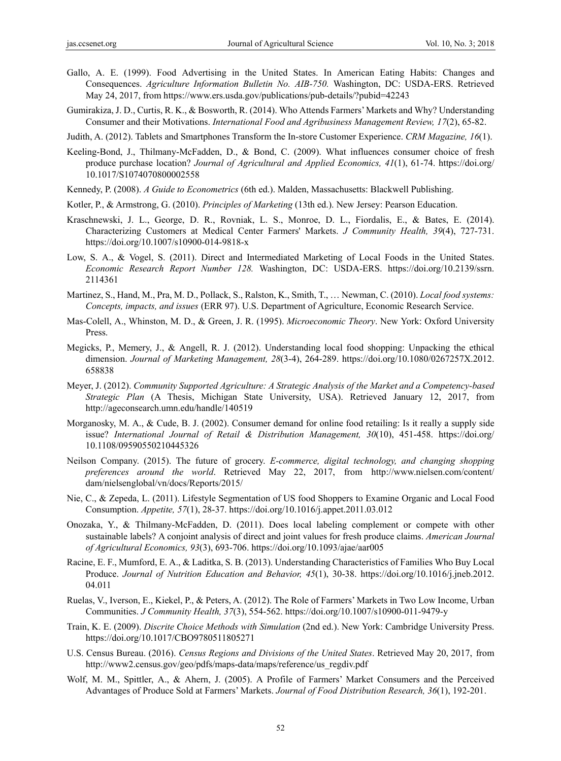Gallo, A. E. (1999). Food Advertising in the United States. In American Eating Habits: Changes and Consequences. *Agriculture Information Bulletin No. AIB-750.* Washington, DC: USDA-ERS. Retrieved May 24, 2017, from https://www.ers.usda.gov/publications/pub-details/?pubid=42243

Gumirakiza, J. D., Curtis, R. K., & Bosworth, R. (2014). Who Attends Farmers' Markets and Why? Understanding Consumer and their Motivations. *International Food and Agribusiness Management Review, 17*(2), 65-82.

Judith, A. (2012). Tablets and Smartphones Transform the In-store Customer Experience. *CRM Magazine, 16*(1).

Keeling-Bond, J., Thilmany-McFadden, D., & Bond, C. (2009). What influences consumer choice of fresh produce purchase location? *Journal of Agricultural and Applied Economics, 41*(1), 61-74. https://doi.org/10.1017/S1074070800002558

Kennedy, P. (2008). *A Guide to Econometrics* (6th ed.). Malden, Massachusetts: Blackwell Publishing.

Kotler, P., & Armstrong, G. (2010). *Principles of Marketing* (13th ed.). New Jersey: Pearson Education.

Kraschnewski, J. L., George, D. R., Rovniak, L. S., Monroe, D. L., Fiordalis, E., & Bates, E. (2014). Characterizing Customers at Medical Center Farmers' Markets. *J Community Health, 39*(4), 727-731. https://doi.org/10.1007/s10900-014-9818-x

Low, S. A., & Vogel, S. (2011). Direct and Intermediated Marketing of Local Foods in the United States. *Economic Research Report Number 128.* Washington, DC: USDA-ERS. https://doi.org/10.2139/ssrn.2114361

Martinez, S., Hand, M., Pra, M. D., Pollack, S., Ralston, K., Smith, T., … Newman, C. (2010). *Local food systems: Concepts, impacts, and issues* (ERR 97). U.S. Department of Agriculture, Economic Research Service.

Mas-Colell, A., Whinston, M. D., & Green, J. R. (1995). *Microeconomic Theory*. New York: Oxford University Press.

Megicks, P., Memery, J., & Angell, R. J. (2012). Understanding local food shopping: Unpacking the ethical dimension. *Journal of Marketing Management, 28*(3-4), 264-289. https://doi.org/10.1080/0267257X.2012.658838

Meyer, J. (2012). *Community Supported Agriculture: A Strategic Analysis of the Market and a Competency-based Strategic Plan* (A Thesis, Michigan State University, USA). Retrieved January 12, 2017, from http://ageconsearch.umn.edu/handle/140519

Morganosky, M. A., & Cude, B. J. (2002). Consumer demand for online food retailing: Is it really a supply side issue? *International Journal of Retail & Distribution Management, 30*(10), 451-458. https://doi.org/10.1108/09590550210445326

Neilson Company. (2015). The future of grocery. *E-commerce, digital technology, and changing shopping preferences around the world*. Retrieved May 22, 2017, from http://www.nielsen.com/content/dam/nielsenglobal/vn/docs/Reports/2015/

Nie, C., & Zepeda, L. (2011). Lifestyle Segmentation of US food Shoppers to Examine Organic and Local Food Consumption. *Appetite, 57*(1), 28-37. https://doi.org/10.1016/j.appet.2011.03.012

Onozaka, Y., & Thilmany-McFadden, D. (2011). Does local labeling complement or compete with other sustainable labels? A conjoint analysis of direct and joint values for fresh produce claims. *American Journal of Agricultural Economics, 93*(3), 693-706. https://doi.org/10.1093/ajae/aar005

Racine, E. F., Mumford, E. A., & Laditka, S. B. (2013). Understanding Characteristics of Families Who Buy Local Produce. *Journal of Nutrition Education and Behavior, 45*(1), 30-38. https://doi.org/10.1016/j.jneb.2012.04.011

Ruelas, V., Iverson, E., Kiekel, P., & Peters, A. (2012). The Role of Farmers' Markets in Two Low Income, Urban Communities. *J Community Health, 37*(3), 554-562. https://doi.org/10.1007/s10900-011-9479-y

Train, K. E. (2009). *Discrite Choice Methods with Simulation* (2nd ed.). New York: Cambridge University Press. https://doi.org/10.1017/CBO9780511805271

U.S. Census Bureau. (2016). *Census Regions and Divisions of the United States*. Retrieved May 20, 2017, from http://www2.census.gov/geo/pdfs/maps-data/maps/reference/us_regdiv.pdf

Wolf, M. M., Spittler, A., & Ahern, J. (2005). A Profile of Farmers' Market Consumers and the Perceived Advantages of Produce Sold at Farmers' Markets. *Journal of Food Distribution Research, 36*(1), 192-201.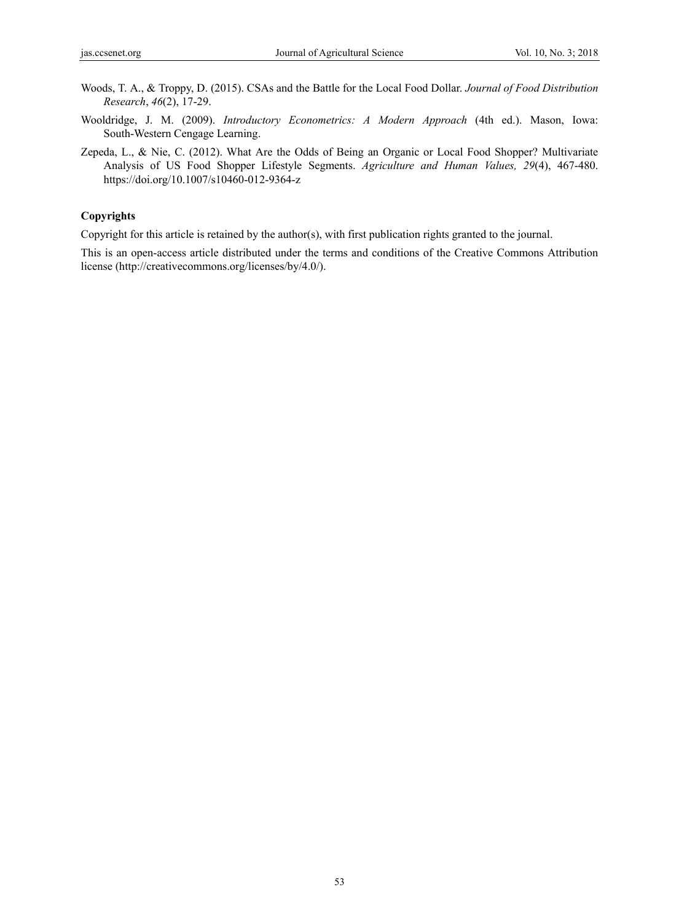Woods, T. A., & Troppy, D. (2015). CSAs and the Battle for the Local Food Dollar. *Journal of Food Distribution Research*, *46*(2), 17-29.

Wooldridge, J. M. (2009). *Introductory Econometrics: A Modern Approach* (4th ed.). Mason, Iowa: South-Western Cengage Learning.

Zepeda, L., & Nie, C. (2012). What Are the Odds of Being an Organic or Local Food Shopper? Multivariate Analysis of US Food Shopper Lifestyle Segments. *Agriculture and Human Values, 29*(4), 467-480. https://doi.org/10.1007/s10460-012-9364-z

**Copyrights**

Copyright for this article is retained by the author(s), with first publication rights granted to the journal.

This is an open-access article distributed under the terms and conditions of the Creative Commons Attribution license (http://creativecommons.org/licenses/by/4.0/).